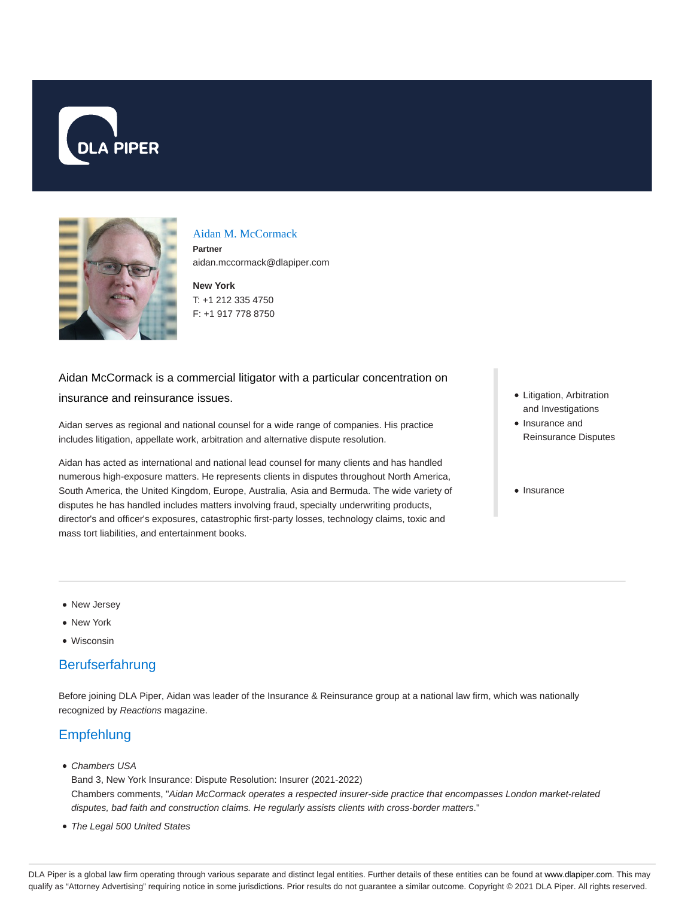DLA PIPER

## Aidan M. McCormack

**Partner**
aidan.mccormack@dlapiper.com

**New York**
T: +1 212 335 4750
F: +1 917 778 8750

Aidan McCormack is a commercial litigator with a particular concentration on insurance and reinsurance issues.

Aidan serves as regional and national counsel for a wide range of companies. His practice includes litigation, appellate work, arbitration and alternative dispute resolution.

Aidan has acted as international and national lead counsel for many clients and has handled numerous high-exposure matters. He represents clients in disputes throughout North America, South America, the United Kingdom, Europe, Australia, Asia and Bermuda. The wide variety of disputes he has handled includes matters involving fraud, specialty underwriting products, director's and officer's exposures, catastrophic first-party losses, technology claims, toxic and mass tort liabilities, and entertainment books.

- Litigation, Arbitration and Investigations
- Insurance and Reinsurance Disputes

- Insurance

- New Jersey
- New York
- Wisconsin

## Berufserfahrung

Before joining DLA Piper, Aidan was leader of the Insurance & Reinsurance group at a national law firm, which was nationally recognized by *Reactions* magazine.

## Empfehlung

- *Chambers USA*
  Band 3, New York Insurance: Dispute Resolution: Insurer (2021-2022)
  Chambers comments, "*Aidan McCormack operates a respected insurer-side practice that encompasses London market-related disputes, bad faith and construction claims. He regularly assists clients with cross-border matters.*"
- *The Legal 500 United States*

DLA Piper is a global law firm operating through various separate and distinct legal entities. Further details of these entities can be found at www.dlapiper.com. This may qualify as "Attorney Advertising" requiring notice in some jurisdictions. Prior results do not guarantee a similar outcome. Copyright © 2021 DLA Piper. All rights reserved.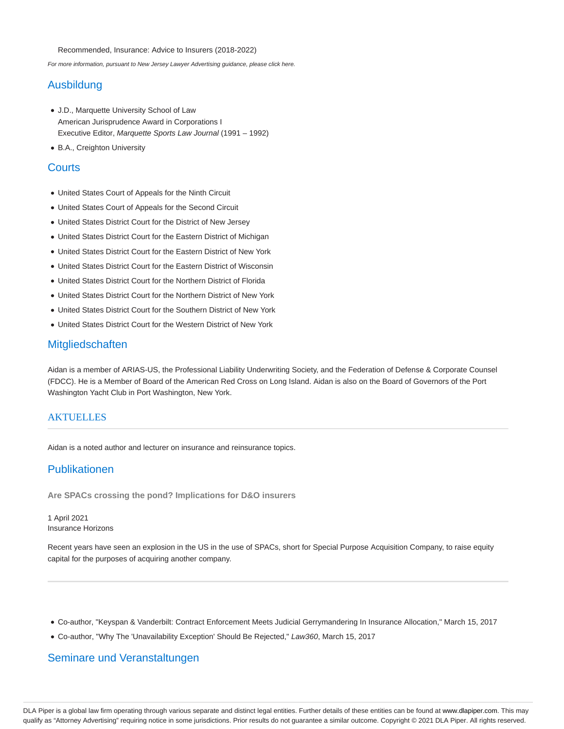Recommended, Insurance: Advice to Insurers (2018-2022)

*For more information, pursuant to New Jersey Lawyer Advertising guidance, please click here.*

## Ausbildung

- J.D., Marquette University School of Law  
  American Jurisprudence Award in Corporations I  
  Executive Editor, *Marquette Sports Law Journal* (1991 – 1992)
- B.A., Creighton University

## Courts

- United States Court of Appeals for the Ninth Circuit
- United States Court of Appeals for the Second Circuit
- United States District Court for the District of New Jersey
- United States District Court for the Eastern District of Michigan
- United States District Court for the Eastern District of New York
- United States District Court for the Eastern District of Wisconsin
- United States District Court for the Northern District of Florida
- United States District Court for the Northern District of New York
- United States District Court for the Southern District of New York
- United States District Court for the Western District of New York

## Mitgliedschaften

Aidan is a member of ARIAS-US, the Professional Liability Underwriting Society, and the Federation of Defense & Corporate Counsel (FDCC). He is a Member of Board of the American Red Cross on Long Island. Aidan is also on the Board of Governors of the Port Washington Yacht Club in Port Washington, New York.

## AKTUELLES

Aidan is a noted author and lecturer on insurance and reinsurance topics.

## Publikationen

**Are SPACs crossing the pond? Implications for D&O insurers**

1 April 2021  
Insurance Horizons

Recent years have seen an explosion in the US in the use of SPACs, short for Special Purpose Acquisition Company, to raise equity capital for the purposes of acquiring another company.

- Co-author, "Keyspan & Vanderbilt: Contract Enforcement Meets Judicial Gerrymandering In Insurance Allocation," March 15, 2017
- Co-author, "Why The 'Unavailability Exception' Should Be Rejected," *Law360*, March 15, 2017

## Seminare und Veranstaltungen

DLA Piper is a global law firm operating through various separate and distinct legal entities. Further details of these entities can be found at www.dlapiper.com. This may qualify as "Attorney Advertising" requiring notice in some jurisdictions. Prior results do not guarantee a similar outcome. Copyright © 2021 DLA Piper. All rights reserved.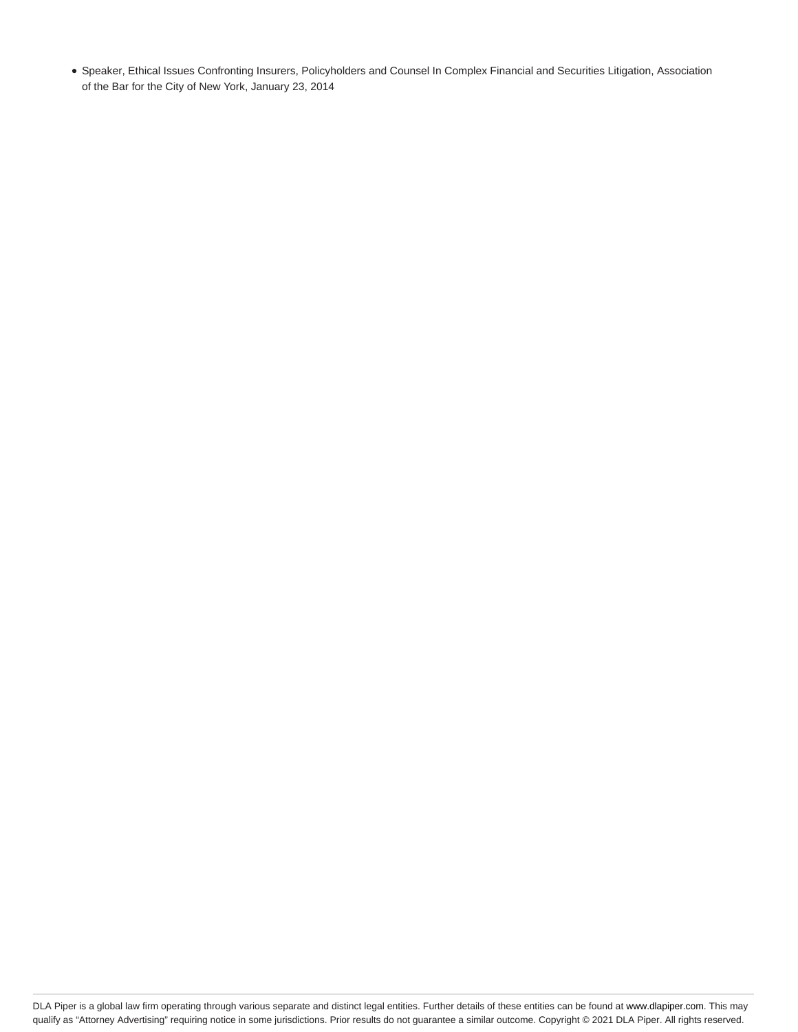- Speaker, Ethical Issues Confronting Insurers, Policyholders and Counsel In Complex Financial and Securities Litigation, Association of the Bar for the City of New York, January 23, 2014